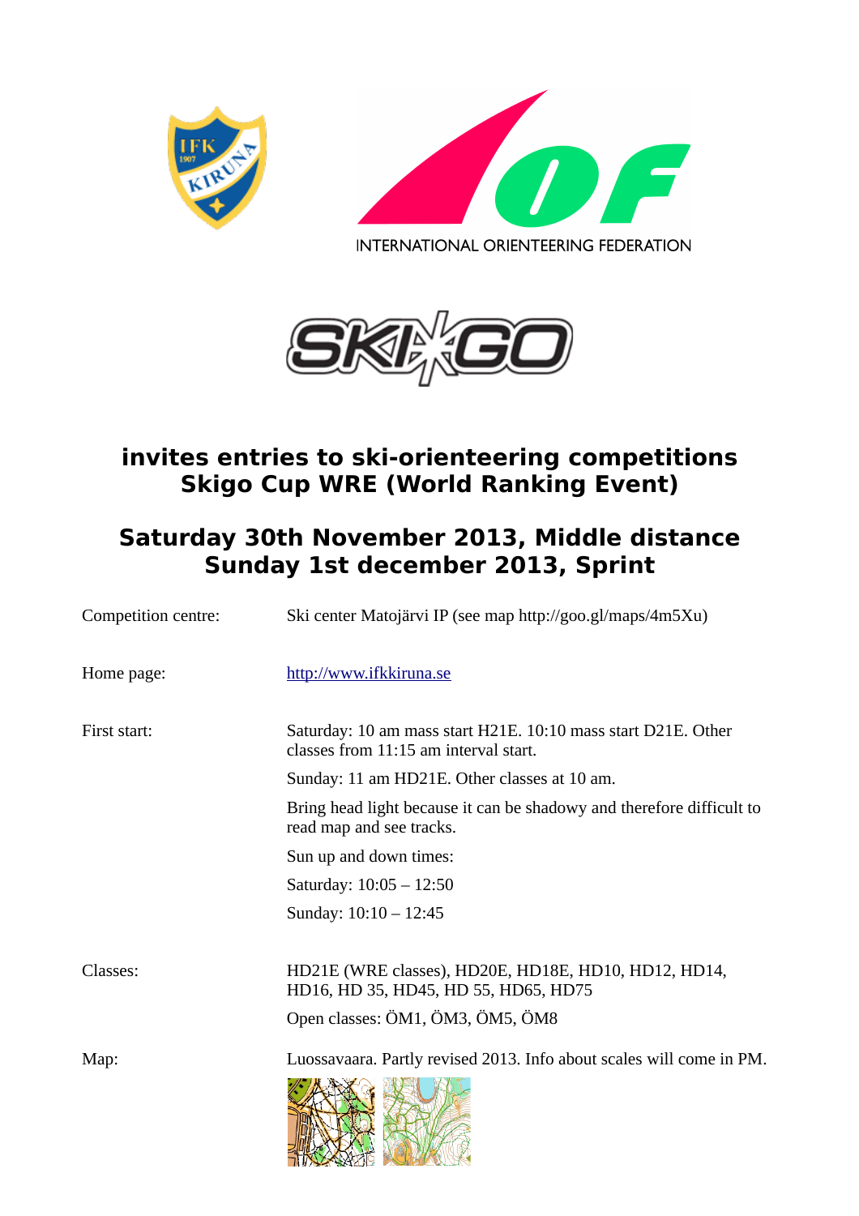INTERNATIONAL ORIENTEERING FEDERATION

## invites entries to ski-orienteering competitions Skigo Cup WRE (World Ranking Event)

## Saturday 30th November 2013, Middle distance Sunday 1st december 2013, Sprint

| | |
|---|---|
| Competition centre: | Ski center Matojärvi IP (see map http://goo.gl/maps/4m5Xu) |
| Home page: | http://www.ifkkiruna.se |
| First start: | Saturday: 10 am mass start H21E. 10:10 mass start D21E. Other classes from 11:15 am interval start.<br>Sunday: 11 am HD21E. Other classes at 10 am.<br>Bring head light because it can be shadowy and therefore difficult to read map and see tracks.<br>Sun up and down times:<br>Saturday: 10:05 – 12:50<br>Sunday: 10:10 – 12:45 |
| Classes: | HD21E (WRE classes), HD20E, HD18E, HD10, HD12, HD14, HD16, HD 35, HD45, HD 55, HD65, HD75<br>Open classes: ÖM1, ÖM3, ÖM5, ÖM8 |
| Map: | Luossavaara. Partly revised 2013. Info about scales will come in PM. |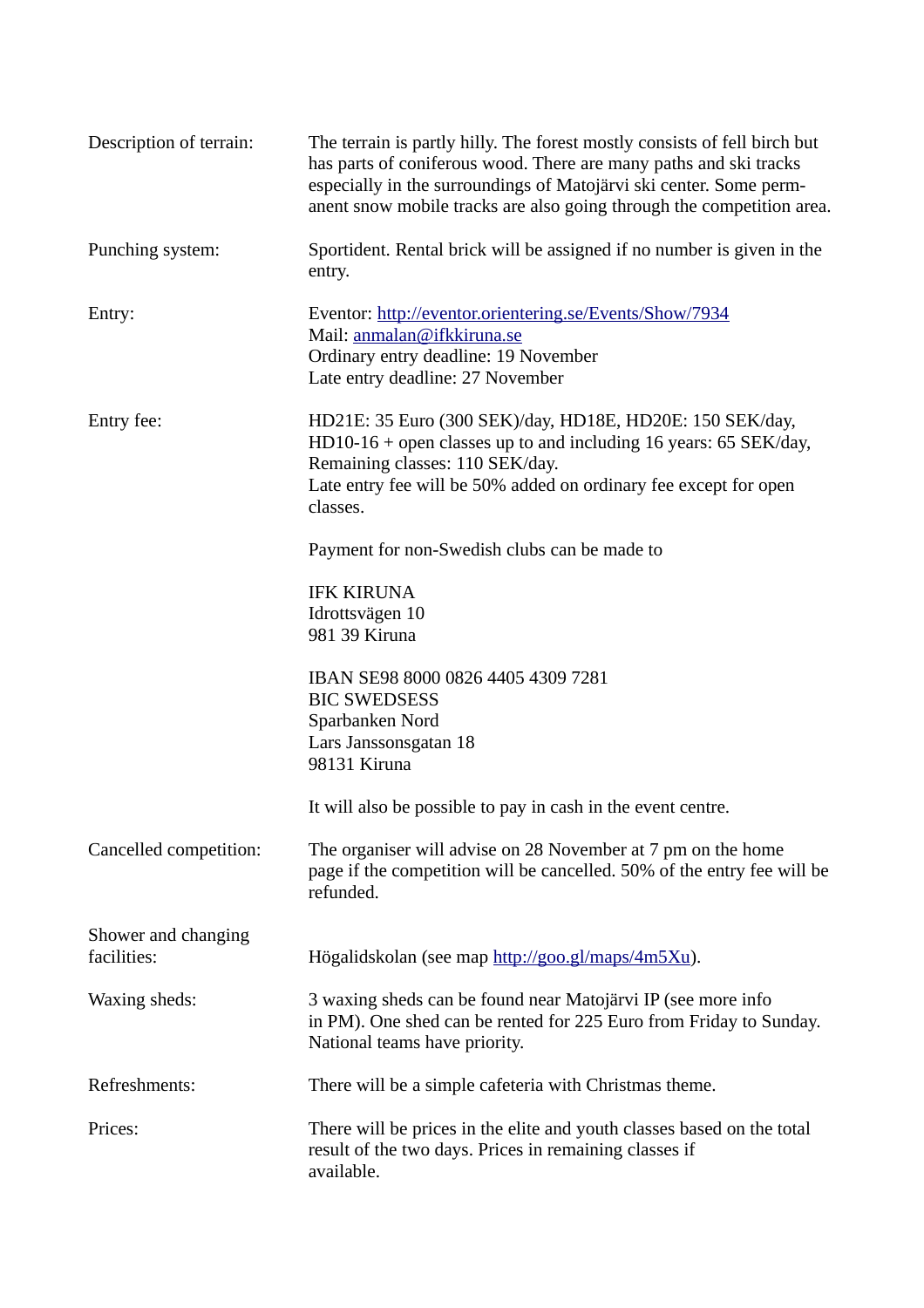| | |
|---|---|
| Description of terrain: | The terrain is partly hilly. The forest mostly consists of fell birch but has parts of coniferous wood. There are many paths and ski tracks especially in the surroundings of Matojärvi ski center. Some permanent snow mobile tracks are also going through the competition area. |
| Punching system: | Sportident. Rental brick will be assigned if no number is given in the entry. |
| Entry: | Eventor: http://eventor.orientering.se/Events/Show/7934<br>Mail: anmalan@ifkkiruna.se<br>Ordinary entry deadline: 19 November<br>Late entry deadline: 27 November |
| Entry fee: | HD21E: 35 Euro (300 SEK)/day, HD18E, HD20E: 150 SEK/day, HD10-16 + open classes up to and including 16 years: 65 SEK/day, Remaining classes: 110 SEK/day.<br>Late entry fee will be 50% added on ordinary fee except for open classes.<br><br>Payment for non-Swedish clubs can be made to<br><br>IFK KIRUNA<br>Idrottsvägen 10<br>981 39 Kiruna<br><br>IBAN SE98 8000 0826 4405 4309 7281<br>BIC SWEDSESS<br>Sparbanken Nord<br>Lars Janssonsgatan 18<br>98131 Kiruna<br><br>It will also be possible to pay in cash in the event centre. |
| Cancelled competition: | The organiser will advise on 28 November at 7 pm on the home page if the competition will be cancelled. 50% of the entry fee will be refunded. |
| Shower and changing facilities: | Högalidskolan (see map http://goo.gl/maps/4m5Xu). |
| Waxing sheds: | 3 waxing sheds can be found near Matojärvi IP (see more info in PM). One shed can be rented for 225 Euro from Friday to Sunday. National teams have priority. |
| Refreshments: | There will be a simple cafeteria with Christmas theme. |
| Prices: | There will be prices in the elite and youth classes based on the total result of the two days. Prices in remaining classes if available. |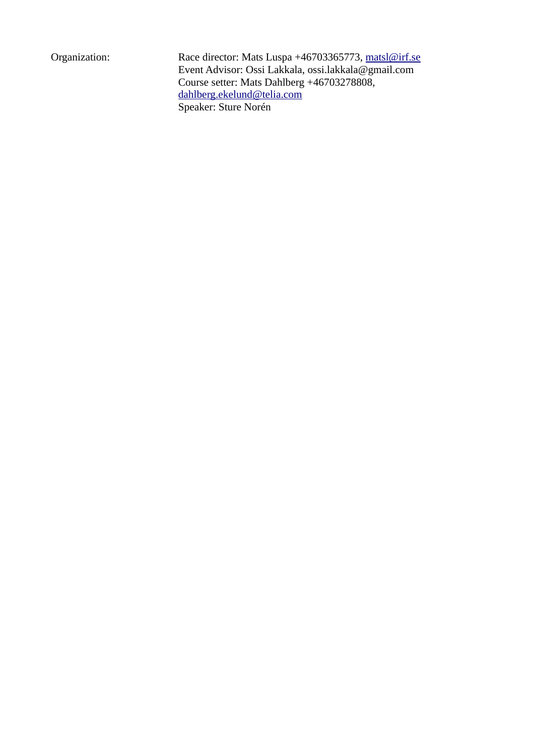| | |
|---|---|
| Organization: | Race director: Mats Luspa +46703365773, matsl@irf.se<br>Event Advisor: Ossi Lakkala, ossi.lakkala@gmail.com<br>Course setter: Mats Dahlberg +46703278808, dahlberg.ekelund@telia.com<br>Speaker: Sture Norén |